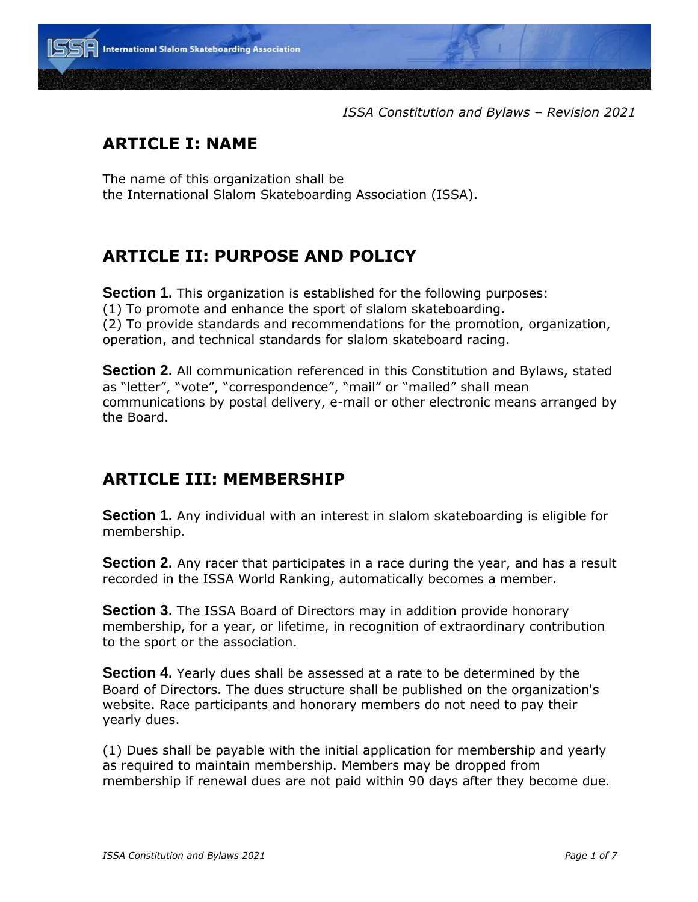## ARTICLE I: NAME

The name of this organization shall be the International Slalom Skateboarding Association (ISSA).

## ARTICLE II: PURPOSE AND POLICY

**Section 1.** This organization is established for the following purposes:
(1) To promote and enhance the sport of slalom skateboarding.
(2) To provide standards and recommendations for the promotion, organization, operation, and technical standards for slalom skateboard racing.

**Section 2.** All communication referenced in this Constitution and Bylaws, stated as "letter", "vote", "correspondence", "mail" or "mailed" shall mean communications by postal delivery, e-mail or other electronic means arranged by the Board.

## ARTICLE III: MEMBERSHIP

**Section 1.** Any individual with an interest in slalom skateboarding is eligible for membership.

**Section 2.** Any racer that participates in a race during the year, and has a result recorded in the ISSA World Ranking, automatically becomes a member.

**Section 3.** The ISSA Board of Directors may in addition provide honorary membership, for a year, or lifetime, in recognition of extraordinary contribution to the sport or the association.

**Section 4.** Yearly dues shall be assessed at a rate to be determined by the Board of Directors. The dues structure shall be published on the organization's website. Race participants and honorary members do not need to pay their yearly dues.

(1) Dues shall be payable with the initial application for membership and yearly as required to maintain membership. Members may be dropped from membership if renewal dues are not paid within 90 days after they become due.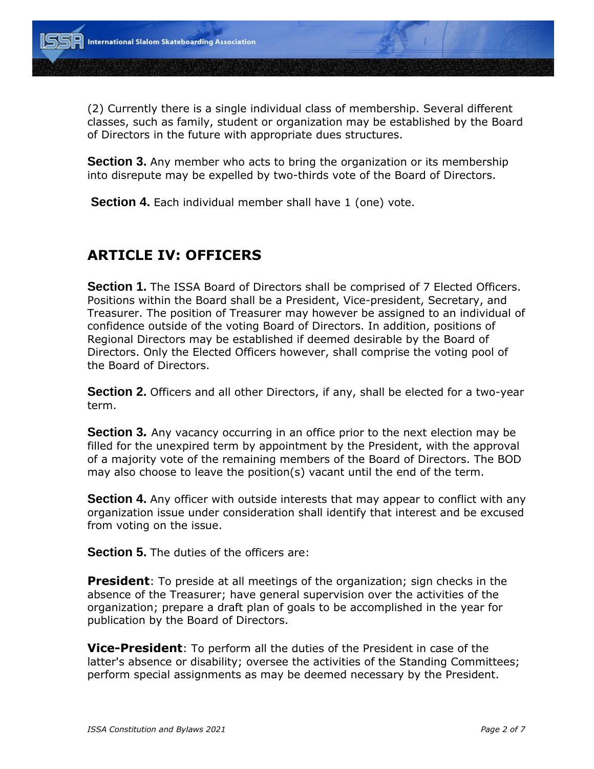(2) Currently there is a single individual class of membership. Several different classes, such as family, student or organization may be established by the Board of Directors in the future with appropriate dues structures.

**Section 3.** Any member who acts to bring the organization or its membership into disrepute may be expelled by two-thirds vote of the Board of Directors.

**Section 4.** Each individual member shall have 1 (one) vote.

## ARTICLE IV: OFFICERS

**Section 1.** The ISSA Board of Directors shall be comprised of 7 Elected Officers. Positions within the Board shall be a President, Vice-president, Secretary, and Treasurer. The position of Treasurer may however be assigned to an individual of confidence outside of the voting Board of Directors. In addition, positions of Regional Directors may be established if deemed desirable by the Board of Directors. Only the Elected Officers however, shall comprise the voting pool of the Board of Directors.

**Section 2.** Officers and all other Directors, if any, shall be elected for a two-year term.

**Section 3.** Any vacancy occurring in an office prior to the next election may be filled for the unexpired term by appointment by the President, with the approval of a majority vote of the remaining members of the Board of Directors. The BOD may also choose to leave the position(s) vacant until the end of the term.

**Section 4.** Any officer with outside interests that may appear to conflict with any organization issue under consideration shall identify that interest and be excused from voting on the issue.

**Section 5.** The duties of the officers are:

**President**: To preside at all meetings of the organization; sign checks in the absence of the Treasurer; have general supervision over the activities of the organization; prepare a draft plan of goals to be accomplished in the year for publication by the Board of Directors.

**Vice-President**: To perform all the duties of the President in case of the latter's absence or disability; oversee the activities of the Standing Committees; perform special assignments as may be deemed necessary by the President.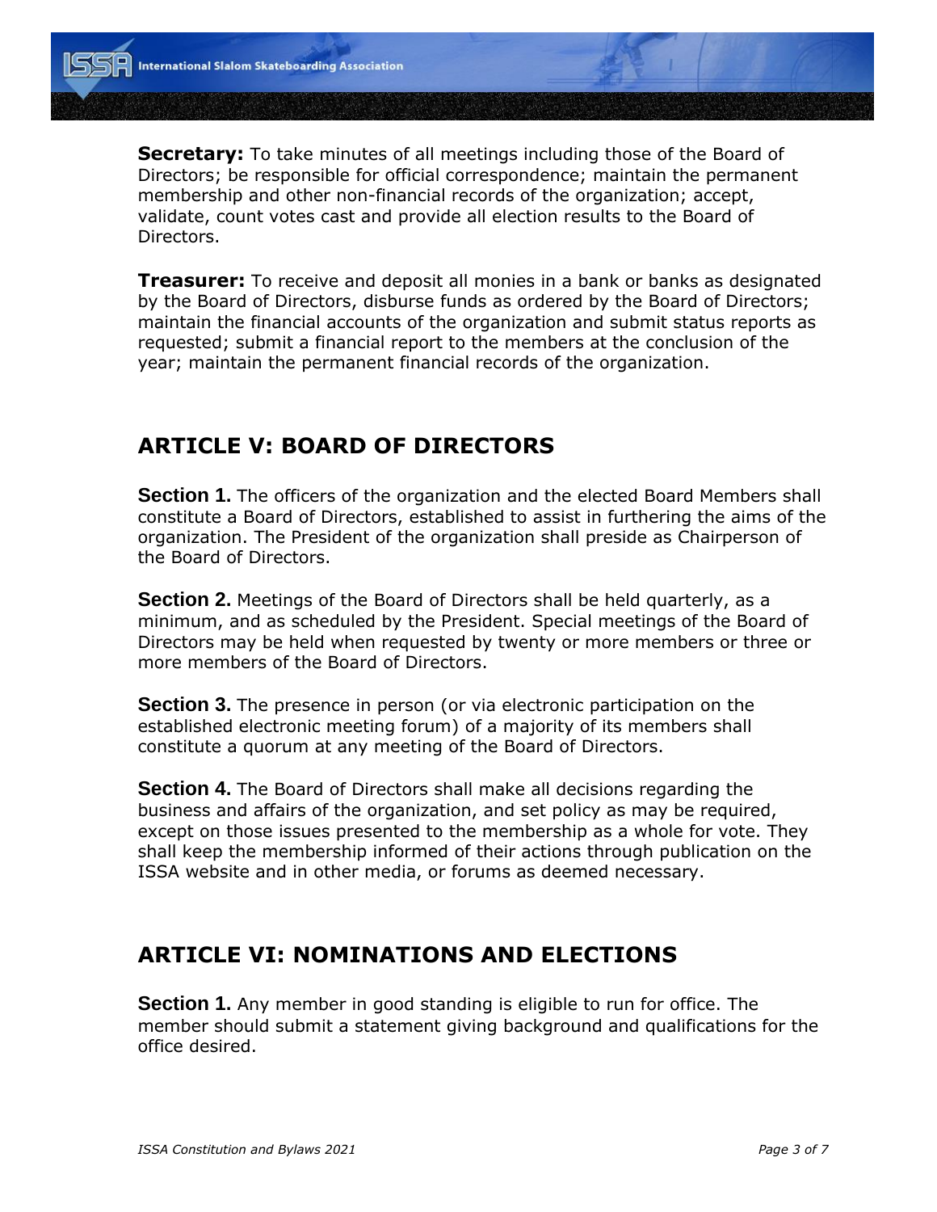**Secretary:** To take minutes of all meetings including those of the Board of Directors; be responsible for official correspondence; maintain the permanent membership and other non-financial records of the organization; accept, validate, count votes cast and provide all election results to the Board of Directors.

**Treasurer:** To receive and deposit all monies in a bank or banks as designated by the Board of Directors, disburse funds as ordered by the Board of Directors; maintain the financial accounts of the organization and submit status reports as requested; submit a financial report to the members at the conclusion of the year; maintain the permanent financial records of the organization.

## ARTICLE V: BOARD OF DIRECTORS

**Section 1.** The officers of the organization and the elected Board Members shall constitute a Board of Directors, established to assist in furthering the aims of the organization. The President of the organization shall preside as Chairperson of the Board of Directors.

**Section 2.** Meetings of the Board of Directors shall be held quarterly, as a minimum, and as scheduled by the President. Special meetings of the Board of Directors may be held when requested by twenty or more members or three or more members of the Board of Directors.

**Section 3.** The presence in person (or via electronic participation on the established electronic meeting forum) of a majority of its members shall constitute a quorum at any meeting of the Board of Directors.

**Section 4.** The Board of Directors shall make all decisions regarding the business and affairs of the organization, and set policy as may be required, except on those issues presented to the membership as a whole for vote. They shall keep the membership informed of their actions through publication on the ISSA website and in other media, or forums as deemed necessary.

## ARTICLE VI: NOMINATIONS AND ELECTIONS

**Section 1.** Any member in good standing is eligible to run for office. The member should submit a statement giving background and qualifications for the office desired.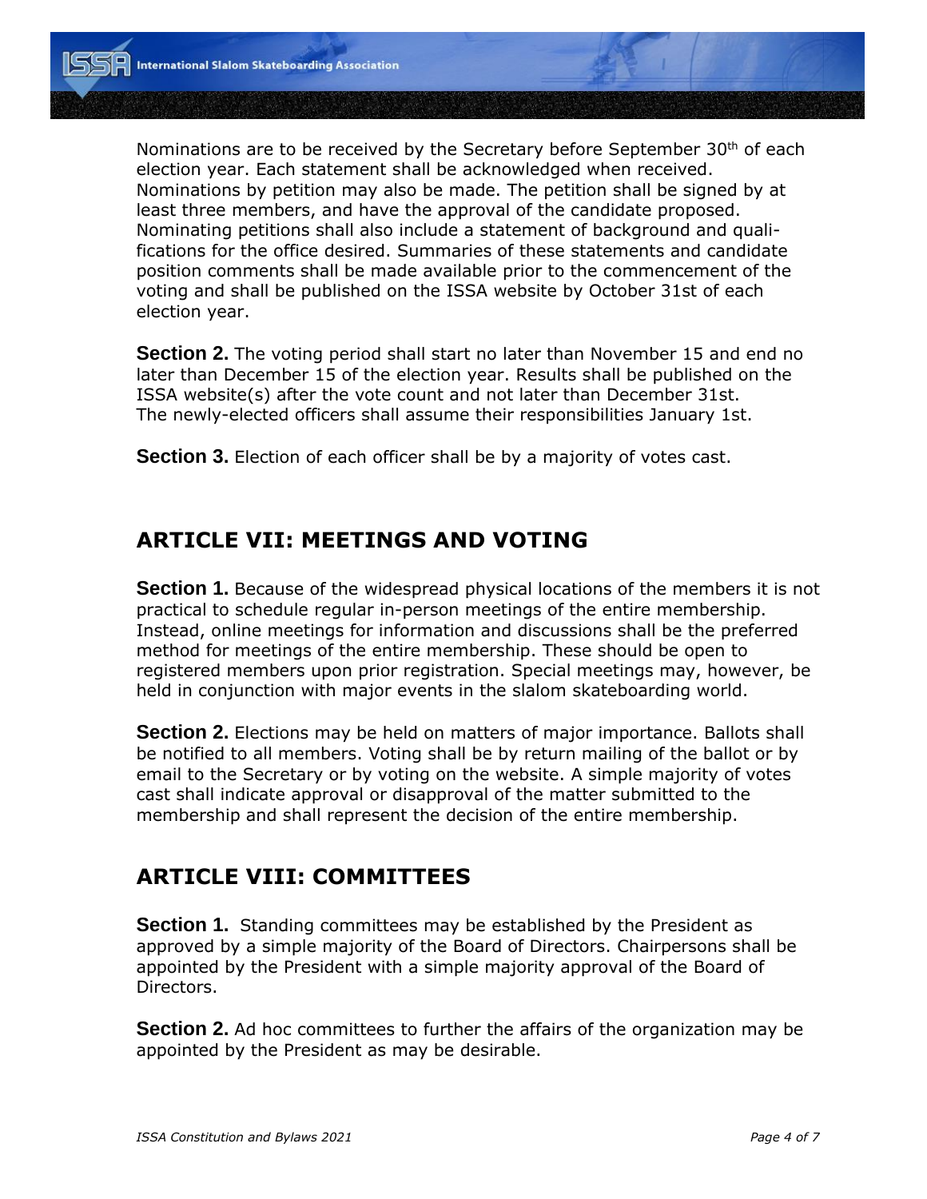Nominations are to be received by the Secretary before September 30th of each election year. Each statement shall be acknowledged when received. Nominations by petition may also be made. The petition shall be signed by at least three members, and have the approval of the candidate proposed. Nominating petitions shall also include a statement of background and qualifications for the office desired. Summaries of these statements and candidate position comments shall be made available prior to the commencement of the voting and shall be published on the ISSA website by October 31st of each election year.

**Section 2.** The voting period shall start no later than November 15 and end no later than December 15 of the election year. Results shall be published on the ISSA website(s) after the vote count and not later than December 31st. The newly-elected officers shall assume their responsibilities January 1st.

**Section 3.** Election of each officer shall be by a majority of votes cast.

## ARTICLE VII: MEETINGS AND VOTING

**Section 1.** Because of the widespread physical locations of the members it is not practical to schedule regular in-person meetings of the entire membership. Instead, online meetings for information and discussions shall be the preferred method for meetings of the entire membership. These should be open to registered members upon prior registration. Special meetings may, however, be held in conjunction with major events in the slalom skateboarding world.

**Section 2.** Elections may be held on matters of major importance. Ballots shall be notified to all members. Voting shall be by return mailing of the ballot or by email to the Secretary or by voting on the website. A simple majority of votes cast shall indicate approval or disapproval of the matter submitted to the membership and shall represent the decision of the entire membership.

## ARTICLE VIII: COMMITTEES

**Section 1.** Standing committees may be established by the President as approved by a simple majority of the Board of Directors. Chairpersons shall be appointed by the President with a simple majority approval of the Board of Directors.

**Section 2.** Ad hoc committees to further the affairs of the organization may be appointed by the President as may be desirable.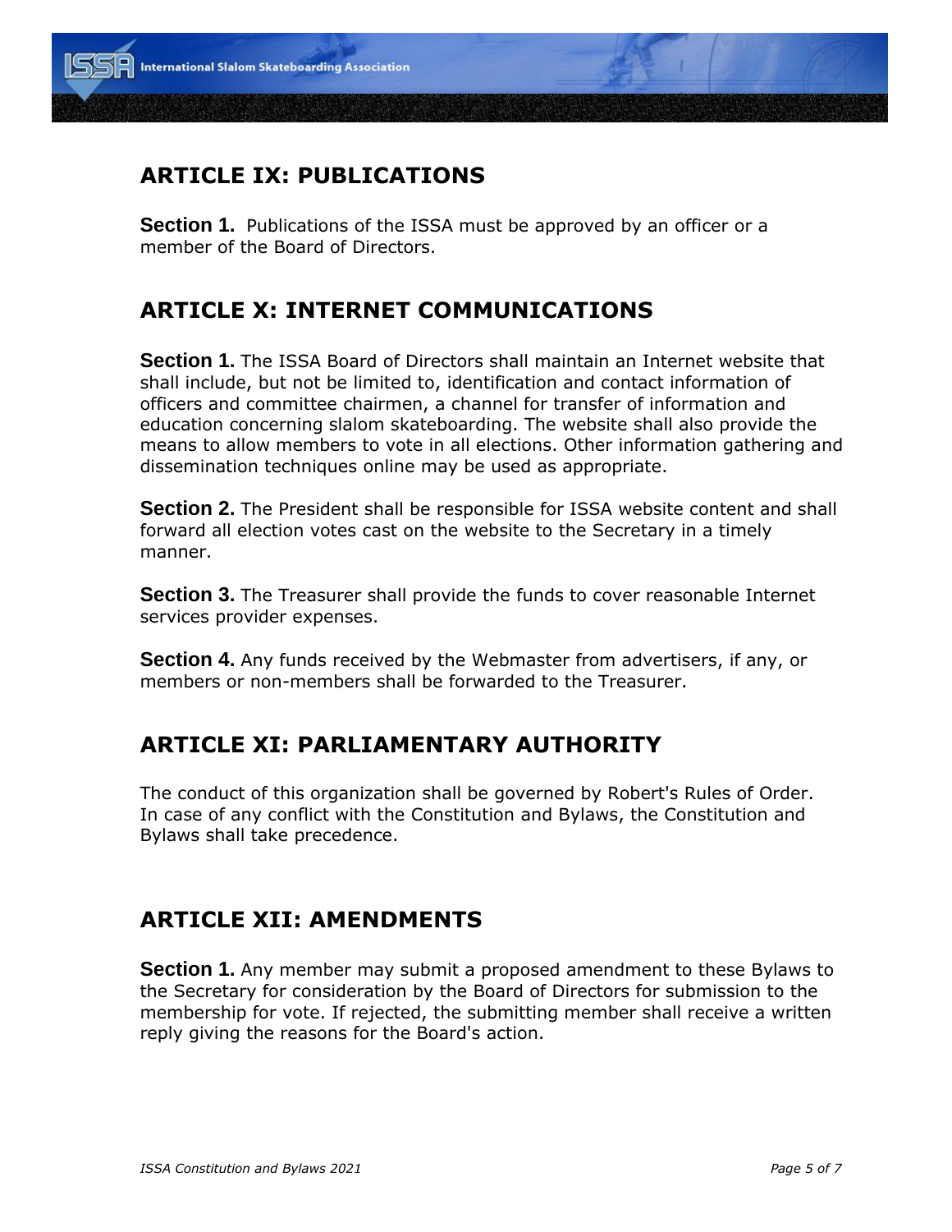## ARTICLE IX: PUBLICATIONS

**Section 1.** Publications of the ISSA must be approved by an officer or a member of the Board of Directors.

## ARTICLE X: INTERNET COMMUNICATIONS

**Section 1.** The ISSA Board of Directors shall maintain an Internet website that shall include, but not be limited to, identification and contact information of officers and committee chairmen, a channel for transfer of information and education concerning slalom skateboarding. The website shall also provide the means to allow members to vote in all elections. Other information gathering and dissemination techniques online may be used as appropriate.

**Section 2.** The President shall be responsible for ISSA website content and shall forward all election votes cast on the website to the Secretary in a timely manner.

**Section 3.** The Treasurer shall provide the funds to cover reasonable Internet services provider expenses.

**Section 4.** Any funds received by the Webmaster from advertisers, if any, or members or non-members shall be forwarded to the Treasurer.

## ARTICLE XI: PARLIAMENTARY AUTHORITY

The conduct of this organization shall be governed by Robert's Rules of Order. In case of any conflict with the Constitution and Bylaws, the Constitution and Bylaws shall take precedence.

## ARTICLE XII: AMENDMENTS

**Section 1.** Any member may submit a proposed amendment to these Bylaws to the Secretary for consideration by the Board of Directors for submission to the membership for vote. If rejected, the submitting member shall receive a written reply giving the reasons for the Board's action.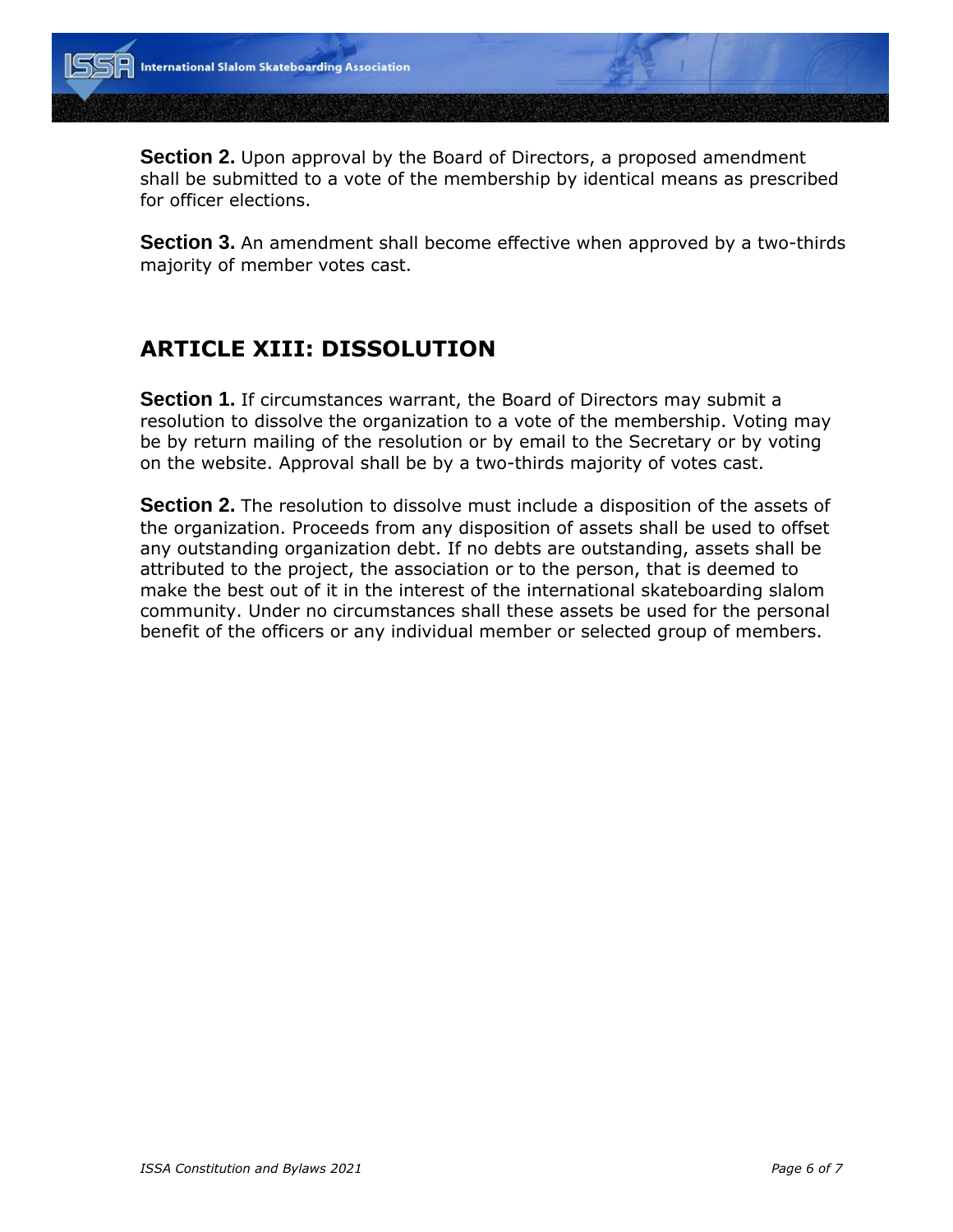**Section 2.** Upon approval by the Board of Directors, a proposed amendment shall be submitted to a vote of the membership by identical means as prescribed for officer elections.

**Section 3.** An amendment shall become effective when approved by a two-thirds majority of member votes cast.

## ARTICLE XIII: DISSOLUTION

**Section 1.** If circumstances warrant, the Board of Directors may submit a resolution to dissolve the organization to a vote of the membership. Voting may be by return mailing of the resolution or by email to the Secretary or by voting on the website. Approval shall be by a two-thirds majority of votes cast.

**Section 2.** The resolution to dissolve must include a disposition of the assets of the organization. Proceeds from any disposition of assets shall be used to offset any outstanding organization debt. If no debts are outstanding, assets shall be attributed to the project, the association or to the person, that is deemed to make the best out of it in the interest of the international skateboarding slalom community. Under no circumstances shall these assets be used for the personal benefit of the officers or any individual member or selected group of members.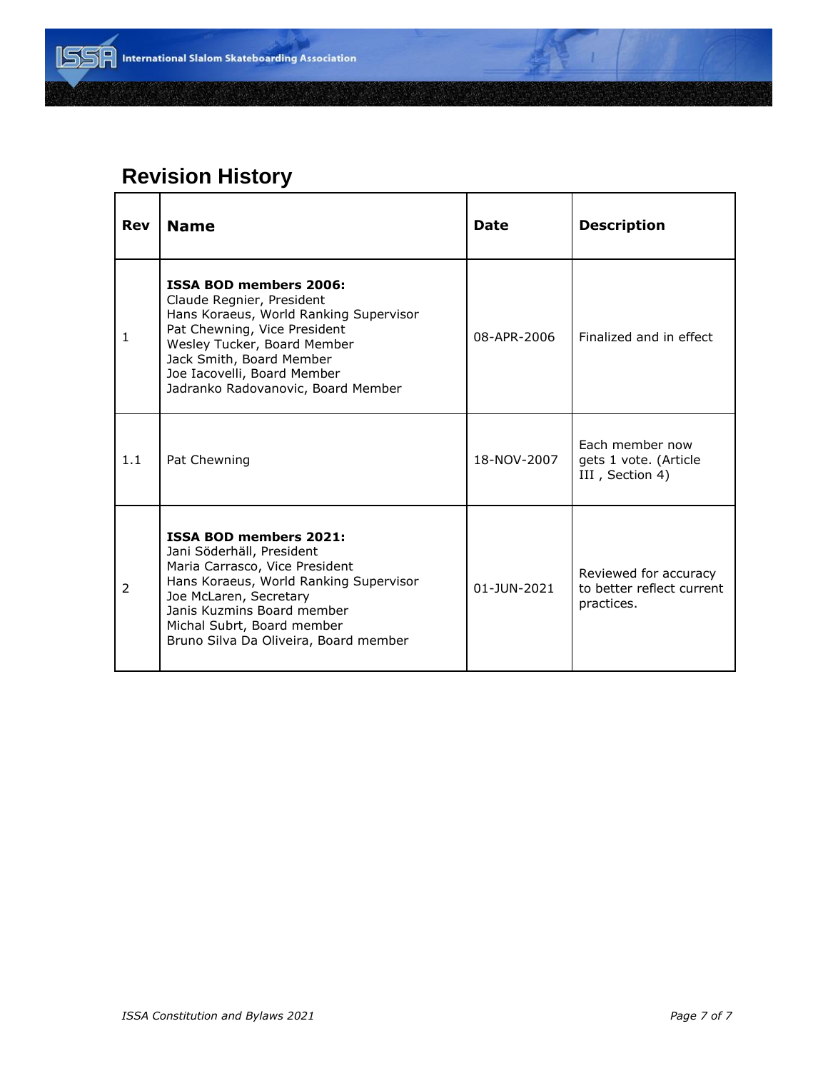## Revision History

| Rev | Name | Date | Description |
|---|---|---|---|
| 1 | **ISSA BOD members 2006:**<br>Claude Regnier, President<br>Hans Koraeus, World Ranking Supervisor<br>Pat Chewning, Vice President<br>Wesley Tucker, Board Member<br>Jack Smith, Board Member<br>Joe Iacovelli, Board Member<br>Jadranko Radovanovic, Board Member | 08-APR-2006 | Finalized and in effect |
| 1.1 | Pat Chewning | 18-NOV-2007 | Each member now gets 1 vote. (Article III , Section 4) |
| 2 | **ISSA BOD members 2021:**<br>Jani Söderhäll, President<br>Maria Carrasco, Vice President<br>Hans Koraeus, World Ranking Supervisor<br>Joe McLaren, Secretary<br>Janis Kuzmins Board member<br>Michal Subrt, Board member<br>Bruno Silva Da Oliveira, Board member | 01-JUN-2021 | Reviewed for accuracy to better reflect current practices. |